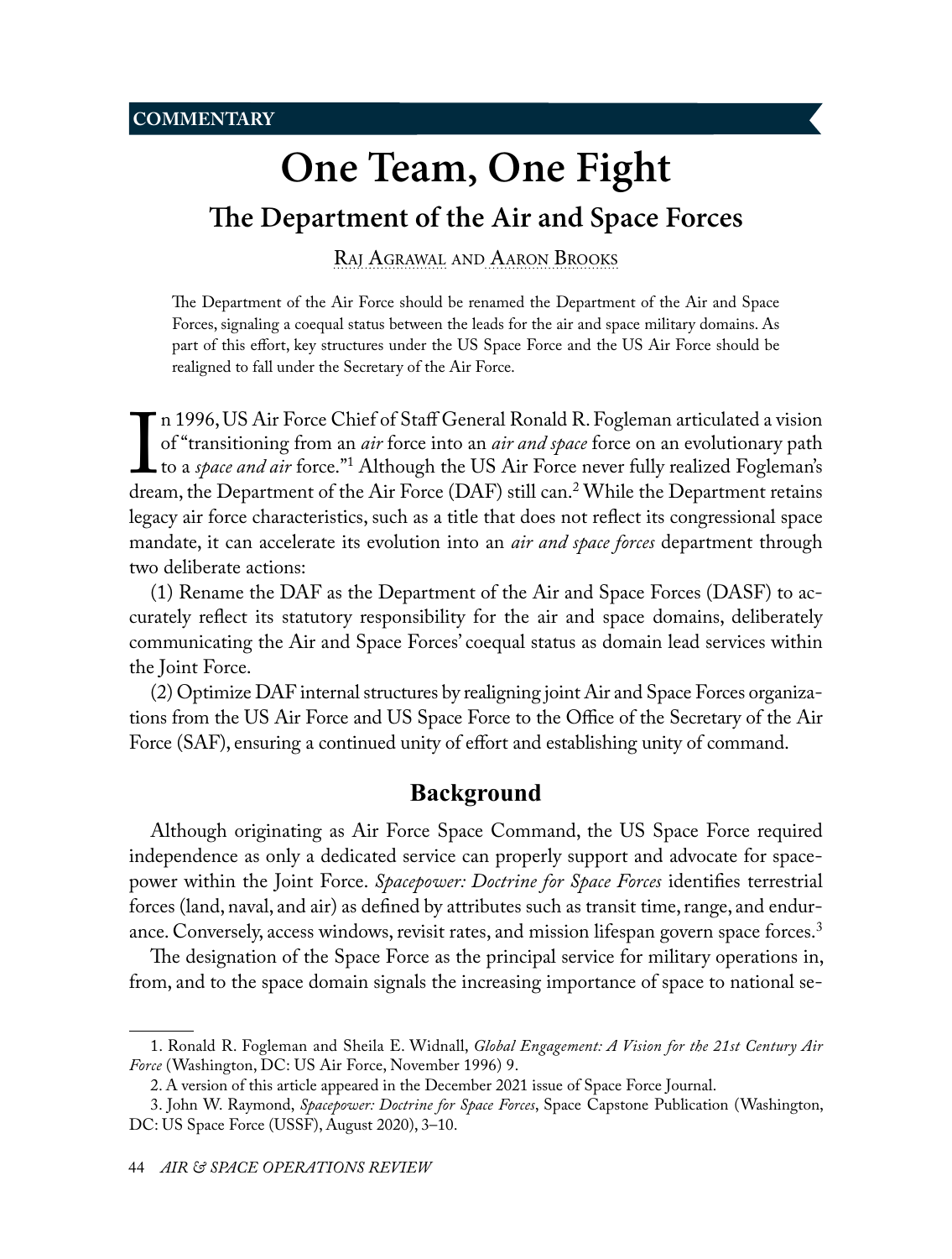COMMENTARY

# One Team, One Fight

## The Department of the Air and Space Forces

Raj Agrawal and Aaron Brooks

The Department of the Air Force should be renamed the Department of the Air and Space Forces, signaling a coequal status between the leads for the air and space military domains. As part of this effort, key structures under the US Space Force and the US Air Force should be realigned to fall under the Secretary of the Air Force.

In 1996, US Air Force Chief of Staff General Ronald R. Fogleman articulated a vision of "transitioning from an *air* force into an *air and space* force on an evolutionary path to a *space and air* force."[1] Although the US Air Force never fully realized Fogleman's dream, the Department of the Air Force (DAF) still can.[2] While the Department retains legacy air force characteristics, such as a title that does not reflect its congressional space mandate, it can accelerate its evolution into an *air and space forces* department through two deliberate actions:

(1) Rename the DAF as the Department of the Air and Space Forces (DASF) to accurately reflect its statutory responsibility for the air and space domains, deliberately communicating the Air and Space Forces' coequal status as domain lead services within the Joint Force.

(2) Optimize DAF internal structures by realigning joint Air and Space Forces organizations from the US Air Force and US Space Force to the Office of the Secretary of the Air Force (SAF), ensuring a continued unity of effort and establishing unity of command.

## Background

Although originating as Air Force Space Command, the US Space Force required independence as only a dedicated service can properly support and advocate for spacepower within the Joint Force. *Spacepower: Doctrine for Space Forces* identifies terrestrial forces (land, naval, and air) as defined by attributes such as transit time, range, and endurance. Conversely, access windows, revisit rates, and mission lifespan govern space forces.[3]

The designation of the Space Force as the principal service for military operations in, from, and to the space domain signals the increasing importance of space to national se-

1. Ronald R. Fogleman and Sheila E. Widnall, *Global Engagement: A Vision for the 21st Century Air Force* (Washington, DC: US Air Force, November 1996) 9.

2. A version of this article appeared in the December 2021 issue of Space Force Journal.

3. John W. Raymond, *Spacepower: Doctrine for Space Forces*, Space Capstone Publication (Washington, DC: US Space Force (USSF), August 2020), 3–10.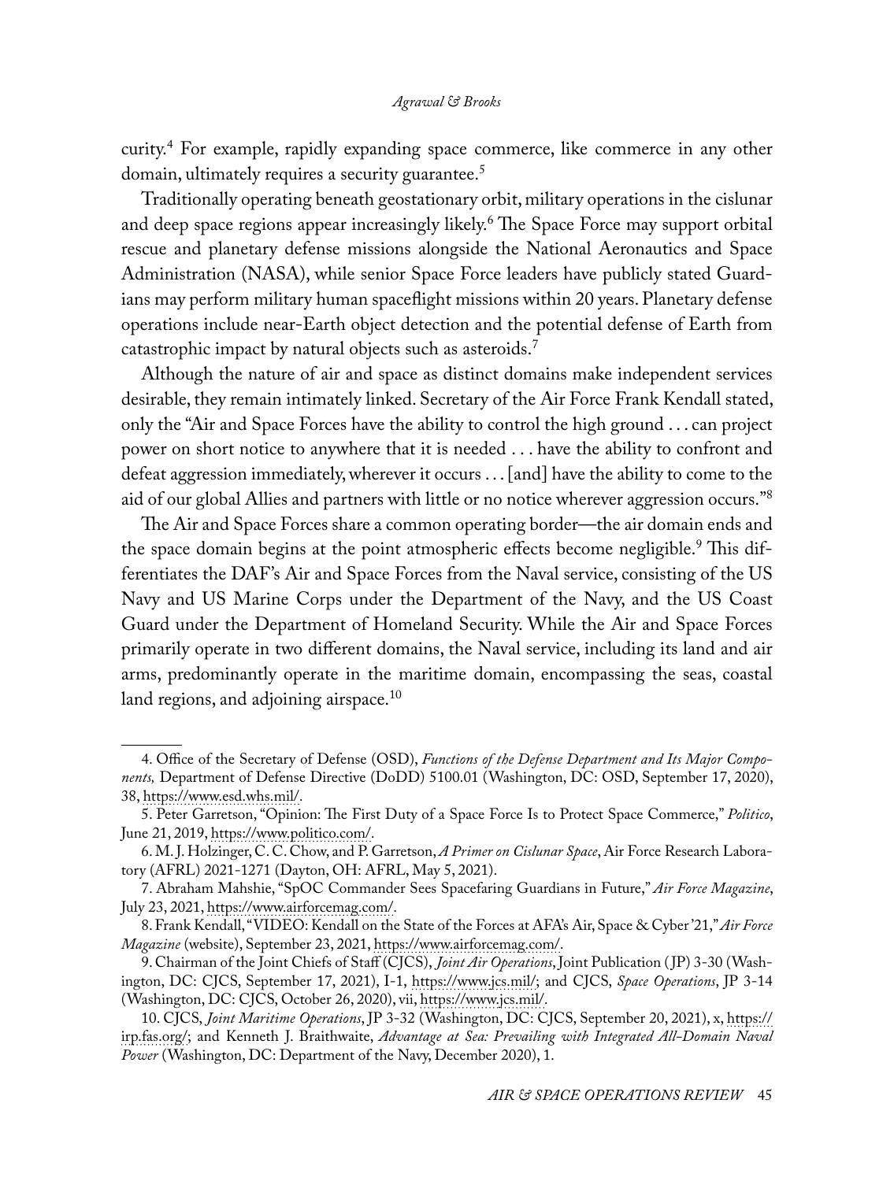curity.[4] For example, rapidly expanding space commerce, like commerce in any other domain, ultimately requires a security guarantee.[5]

Traditionally operating beneath geostationary orbit, military operations in the cislunar and deep space regions appear increasingly likely.[6] The Space Force may support orbital rescue and planetary defense missions alongside the National Aeronautics and Space Administration (NASA), while senior Space Force leaders have publicly stated Guardians may perform military human spaceflight missions within 20 years. Planetary defense operations include near-Earth object detection and the potential defense of Earth from catastrophic impact by natural objects such as asteroids.[7]

Although the nature of air and space as distinct domains make independent services desirable, they remain intimately linked. Secretary of the Air Force Frank Kendall stated, only the "Air and Space Forces have the ability to control the high ground . . . can project power on short notice to anywhere that it is needed . . . have the ability to confront and defeat aggression immediately, wherever it occurs . . . [and] have the ability to come to the aid of our global Allies and partners with little or no notice wherever aggression occurs."[8]

The Air and Space Forces share a common operating border—the air domain ends and the space domain begins at the point atmospheric effects become negligible.[9] This differentiates the DAF's Air and Space Forces from the Naval service, consisting of the US Navy and US Marine Corps under the Department of the Navy, and the US Coast Guard under the Department of Homeland Security. While the Air and Space Forces primarily operate in two different domains, the Naval service, including its land and air arms, predominantly operate in the maritime domain, encompassing the seas, coastal land regions, and adjoining airspace.[10]

---

4. Office of the Secretary of Defense (OSD), *Functions of the Defense Department and Its Major Components,* Department of Defense Directive (DoDD) 5100.01 (Washington, DC: OSD, September 17, 2020), 38, https://www.esd.whs.mil/.

5. Peter Garretson, "Opinion: The First Duty of a Space Force Is to Protect Space Commerce," *Politico*, June 21, 2019, https://www.politico.com/.

6. M. J. Holzinger, C. C. Chow, and P. Garretson, *A Primer on Cislunar Space*, Air Force Research Laboratory (AFRL) 2021-1271 (Dayton, OH: AFRL, May 5, 2021).

7. Abraham Mahshie, "SpOC Commander Sees Spacefaring Guardians in Future," *Air Force Magazine*, July 23, 2021, https://www.airforcemag.com/.

8. Frank Kendall, "VIDEO: Kendall on the State of the Forces at AFA's Air, Space & Cyber '21," *Air Force Magazine* (website), September 23, 2021, https://www.airforcemag.com/.

9. Chairman of the Joint Chiefs of Staff (CJCS), *Joint Air Operations*, Joint Publication (JP) 3-30 (Washington, DC: CJCS, September 17, 2021), I-1, https://www.jcs.mil/; and CJCS, *Space Operations*, JP 3-14 (Washington, DC: CJCS, October 26, 2020), vii, https://www.jcs.mil/.

10. CJCS, *Joint Maritime Operations*, JP 3-32 (Washington, DC: CJCS, September 20, 2021), x, https://irp.fas.org/; and Kenneth J. Braithwaite, *Advantage at Sea: Prevailing with Integrated All-Domain Naval Power* (Washington, DC: Department of the Navy, December 2020), 1.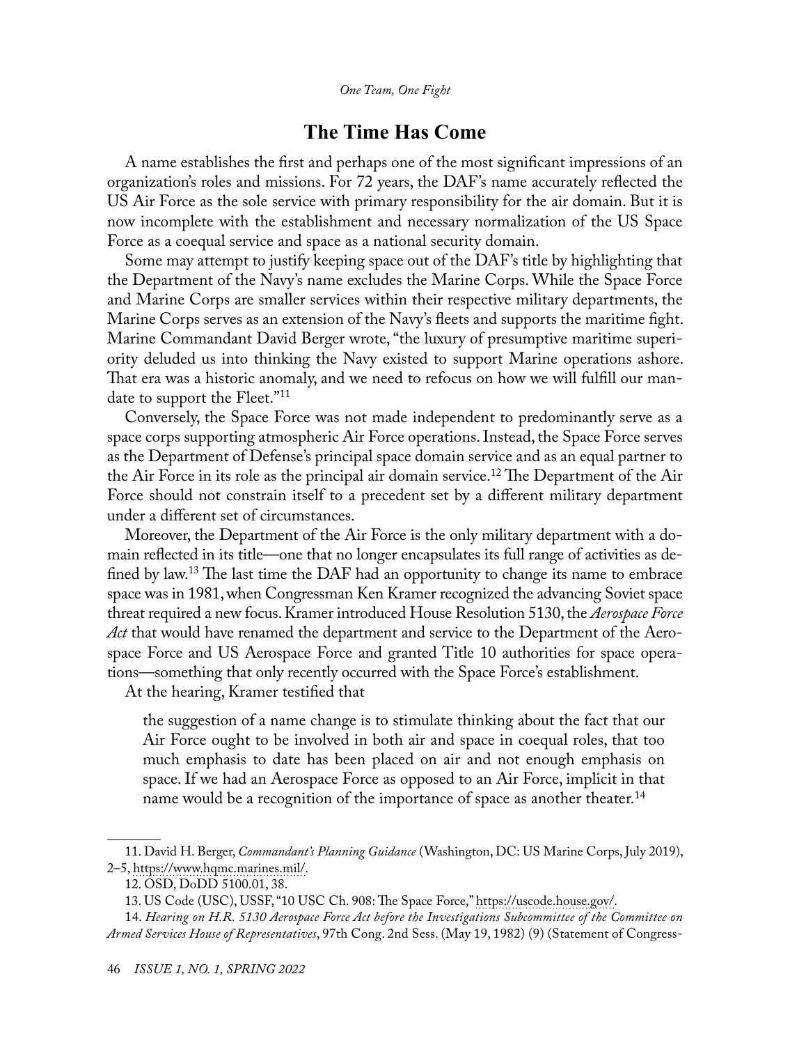## The Time Has Come

A name establishes the first and perhaps one of the most significant impressions of an organization's roles and missions. For 72 years, the DAF's name accurately reflected the US Air Force as the sole service with primary responsibility for the air domain. But it is now incomplete with the establishment and necessary normalization of the US Space Force as a coequal service and space as a national security domain.

Some may attempt to justify keeping space out of the DAF's title by highlighting that the Department of the Navy's name excludes the Marine Corps. While the Space Force and Marine Corps are smaller services within their respective military departments, the Marine Corps serves as an extension of the Navy's fleets and supports the maritime fight. Marine Commandant David Berger wrote, "the luxury of presumptive maritime superiority deluded us into thinking the Navy existed to support Marine operations ashore. That era was a historic anomaly, and we need to refocus on how we will fulfill our mandate to support the Fleet."[11]

Conversely, the Space Force was not made independent to predominantly serve as a space corps supporting atmospheric Air Force operations. Instead, the Space Force serves as the Department of Defense's principal space domain service and as an equal partner to the Air Force in its role as the principal air domain service.[12] The Department of the Air Force should not constrain itself to a precedent set by a different military department under a different set of circumstances.

Moreover, the Department of the Air Force is the only military department with a domain reflected in its title—one that no longer encapsulates its full range of activities as defined by law.[13] The last time the DAF had an opportunity to change its name to embrace space was in 1981, when Congressman Ken Kramer recognized the advancing Soviet space threat required a new focus. Kramer introduced House Resolution 5130, the *Aerospace Force Act* that would have renamed the department and service to the Department of the Aerospace Force and US Aerospace Force and granted Title 10 authorities for space operations—something that only recently occurred with the Space Force's establishment.

At the hearing, Kramer testified that

> the suggestion of a name change is to stimulate thinking about the fact that our Air Force ought to be involved in both air and space in coequal roles, that too much emphasis to date has been placed on air and not enough emphasis on space. If we had an Aerospace Force as opposed to an Air Force, implicit in that name would be a recognition of the importance of space as another theater.[14]

---

11. David H. Berger, *Commandant's Planning Guidance* (Washington, DC: US Marine Corps, July 2019), 2–5, https://www.hqmc.marines.mil/.

12. OSD, DoDD 5100.01, 38.

13. US Code (USC), USSF, "10 USC Ch. 908: The Space Force," https://uscode.house.gov/.

14. *Hearing on H.R. 5130 Aerospace Force Act before the Investigations Subcommittee of the Committee on Armed Services House of Representatives*, 97th Cong. 2nd Sess. (May 19, 1982) (9) (Statement of Congress-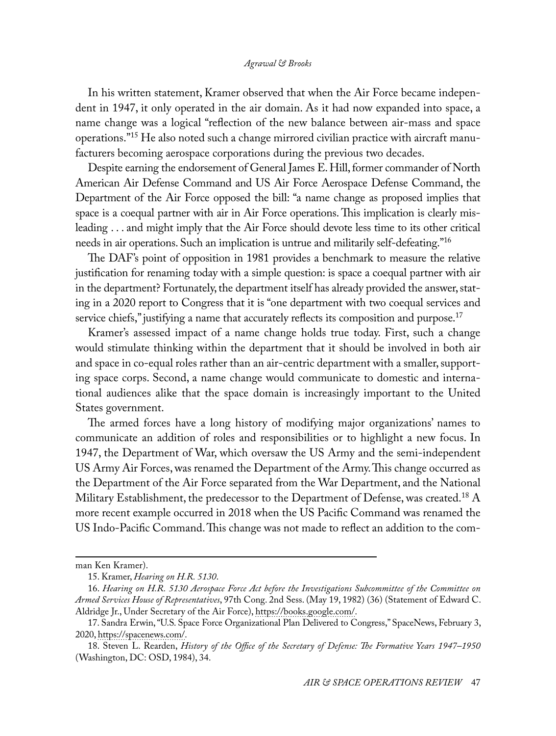In his written statement, Kramer observed that when the Air Force became independent in 1947, it only operated in the air domain. As it had now expanded into space, a name change was a logical "reflection of the new balance between air-mass and space operations."[15] He also noted such a change mirrored civilian practice with aircraft manufacturers becoming aerospace corporations during the previous two decades.

Despite earning the endorsement of General James E. Hill, former commander of North American Air Defense Command and US Air Force Aerospace Defense Command, the Department of the Air Force opposed the bill: "a name change as proposed implies that space is a coequal partner with air in Air Force operations. This implication is clearly misleading . . . and might imply that the Air Force should devote less time to its other critical needs in air operations. Such an implication is untrue and militarily self-defeating."[16]

The DAF's point of opposition in 1981 provides a benchmark to measure the relative justification for renaming today with a simple question: is space a coequal partner with air in the department? Fortunately, the department itself has already provided the answer, stating in a 2020 report to Congress that it is "one department with two coequal services and service chiefs," justifying a name that accurately reflects its composition and purpose.[17]

Kramer's assessed impact of a name change holds true today. First, such a change would stimulate thinking within the department that it should be involved in both air and space in co-equal roles rather than an air-centric department with a smaller, supporting space corps. Second, a name change would communicate to domestic and international audiences alike that the space domain is increasingly important to the United States government.

The armed forces have a long history of modifying major organizations' names to communicate an addition of roles and responsibilities or to highlight a new focus. In 1947, the Department of War, which oversaw the US Army and the semi-independent US Army Air Forces, was renamed the Department of the Army. This change occurred as the Department of the Air Force separated from the War Department, and the National Military Establishment, the predecessor to the Department of Defense, was created.[18] A more recent example occurred in 2018 when the US Pacific Command was renamed the US Indo-Pacific Command. This change was not made to reflect an addition to the com-

---

man Ken Kramer).

15. Kramer, *Hearing on H.R. 5130*.

16. *Hearing on H.R. 5130 Aerospace Force Act before the Investigations Subcommittee of the Committee on Armed Services House of Representatives*, 97th Cong. 2nd Sess. (May 19, 1982) (36) (Statement of Edward C. Aldridge Jr., Under Secretary of the Air Force), https://books.google.com/.

17. Sandra Erwin, "U.S. Space Force Organizational Plan Delivered to Congress," SpaceNews, February 3, 2020, https://spacenews.com/.

18. Steven L. Rearden, *History of the Office of the Secretary of Defense: The Formative Years 1947–1950* (Washington, DC: OSD, 1984), 34.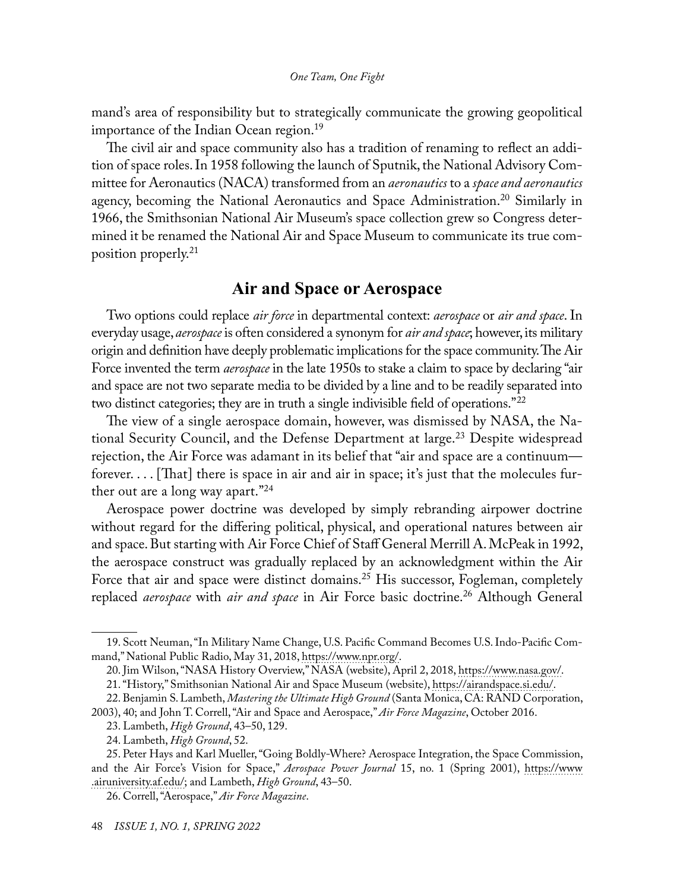mand's area of responsibility but to strategically communicate the growing geopolitical importance of the Indian Ocean region.[19]

The civil air and space community also has a tradition of renaming to reflect an addition of space roles. In 1958 following the launch of Sputnik, the National Advisory Committee for Aeronautics (NACA) transformed from an *aeronautics* to a *space and aeronautics* agency, becoming the National Aeronautics and Space Administration.[20] Similarly in 1966, the Smithsonian National Air Museum's space collection grew so Congress determined it be renamed the National Air and Space Museum to communicate its true composition properly.[21]

## Air and Space or Aerospace

Two options could replace *air force* in departmental context: *aerospace* or *air and space*. In everyday usage, *aerospace* is often considered a synonym for *air and space*; however, its military origin and definition have deeply problematic implications for the space community. The Air Force invented the term *aerospace* in the late 1950s to stake a claim to space by declaring "air and space are not two separate media to be divided by a line and to be readily separated into two distinct categories; they are in truth a single indivisible field of operations."[22]

The view of a single aerospace domain, however, was dismissed by NASA, the National Security Council, and the Defense Department at large.[23] Despite widespread rejection, the Air Force was adamant in its belief that "air and space are a continuum—forever. . . . [That] there is space in air and air in space; it's just that the molecules further out are a long way apart."[24]

Aerospace power doctrine was developed by simply rebranding airpower doctrine without regard for the differing political, physical, and operational natures between air and space. But starting with Air Force Chief of Staff General Merrill A. McPeak in 1992, the aerospace construct was gradually replaced by an acknowledgment within the Air Force that air and space were distinct domains.[25] His successor, Fogleman, completely replaced *aerospace* with *air and space* in Air Force basic doctrine.[26] Although General

---

19. Scott Neuman, "In Military Name Change, U.S. Pacific Command Becomes U.S. Indo-Pacific Command," National Public Radio, May 31, 2018, https://www.npr.org/.

20. Jim Wilson, "NASA History Overview," NASA (website), April 2, 2018, https://www.nasa.gov/.

21. "History," Smithsonian National Air and Space Museum (website), https://airandspace.si.edu/.

22. Benjamin S. Lambeth, *Mastering the Ultimate High Ground* (Santa Monica, CA: RAND Corporation, 2003), 40; and John T. Correll, "Air and Space and Aerospace," *Air Force Magazine*, October 2016.

23. Lambeth, *High Ground*, 43–50, 129.

24. Lambeth, *High Ground*, 52.

25. Peter Hays and Karl Mueller, "Going Boldly-Where? Aerospace Integration, the Space Commission, and the Air Force's Vision for Space," *Aerospace Power Journal* 15, no. 1 (Spring 2001), https://www.airuniversity.af.edu/; and Lambeth, *High Ground*, 43–50.

26. Correll, "Aerospace," *Air Force Magazine*.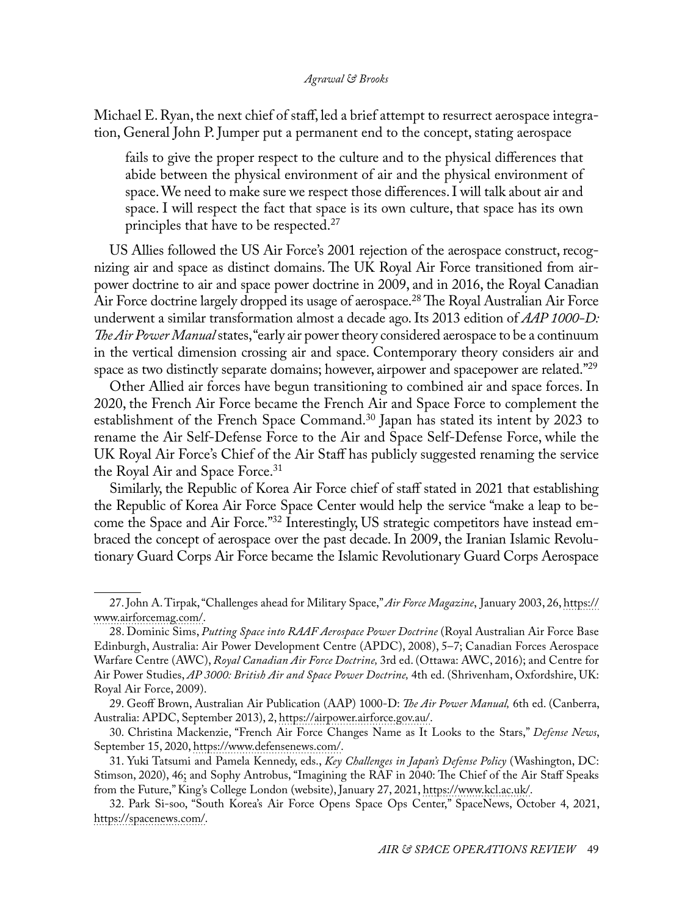Michael E. Ryan, the next chief of staff, led a brief attempt to resurrect aerospace integration, General John P. Jumper put a permanent end to the concept, stating aerospace

> fails to give the proper respect to the culture and to the physical differences that abide between the physical environment of air and the physical environment of space. We need to make sure we respect those differences. I will talk about air and space. I will respect the fact that space is its own culture, that space has its own principles that have to be respected.[27]

US Allies followed the US Air Force's 2001 rejection of the aerospace construct, recognizing air and space as distinct domains. The UK Royal Air Force transitioned from airpower doctrine to air and space power doctrine in 2009, and in 2016, the Royal Canadian Air Force doctrine largely dropped its usage of aerospace.[28] The Royal Australian Air Force underwent a similar transformation almost a decade ago. Its 2013 edition of *AAP 1000-D: The Air Power Manual* states, "early air power theory considered aerospace to be a continuum in the vertical dimension crossing air and space. Contemporary theory considers air and space as two distinctly separate domains; however, airpower and spacepower are related."[29]

Other Allied air forces have begun transitioning to combined air and space forces. In 2020, the French Air Force became the French Air and Space Force to complement the establishment of the French Space Command.[30] Japan has stated its intent by 2023 to rename the Air Self-Defense Force to the Air and Space Self-Defense Force, while the UK Royal Air Force's Chief of the Air Staff has publicly suggested renaming the service the Royal Air and Space Force.[31]

Similarly, the Republic of Korea Air Force chief of staff stated in 2021 that establishing the Republic of Korea Air Force Space Center would help the service "make a leap to become the Space and Air Force."[32] Interestingly, US strategic competitors have instead embraced the concept of aerospace over the past decade. In 2009, the Iranian Islamic Revolutionary Guard Corps Air Force became the Islamic Revolutionary Guard Corps Aerospace

---

27. John A. Tirpak, "Challenges ahead for Military Space," *Air Force Magazine*, January 2003, 26, https://www.airforcemag.com/.

28. Dominic Sims, *Putting Space into RAAF Aerospace Power Doctrine* (Royal Australian Air Force Base Edinburgh, Australia: Air Power Development Centre (APDC), 2008), 5–7; Canadian Forces Aerospace Warfare Centre (AWC), *Royal Canadian Air Force Doctrine,* 3rd ed. (Ottawa: AWC, 2016); and Centre for Air Power Studies, *AP 3000: British Air and Space Power Doctrine,* 4th ed. (Shrivenham, Oxfordshire, UK: Royal Air Force, 2009).

29. Geoff Brown, Australian Air Publication (AAP) 1000-D: *The Air Power Manual,* 6th ed. (Canberra, Australia: APDC, September 2013), 2, https://airpower.airforce.gov.au/.

30. Christina Mackenzie, "French Air Force Changes Name as It Looks to the Stars," *Defense News*, September 15, 2020, https://www.defensenews.com/.

31. Yuki Tatsumi and Pamela Kennedy, eds., *Key Challenges in Japan's Defense Policy* (Washington, DC: Stimson, 2020), 46; and Sophy Antrobus, "Imagining the RAF in 2040: The Chief of the Air Staff Speaks from the Future," King's College London (website), January 27, 2021, https://www.kcl.ac.uk/.

32. Park Si-soo, "South Korea's Air Force Opens Space Ops Center," SpaceNews, October 4, 2021, https://spacenews.com/.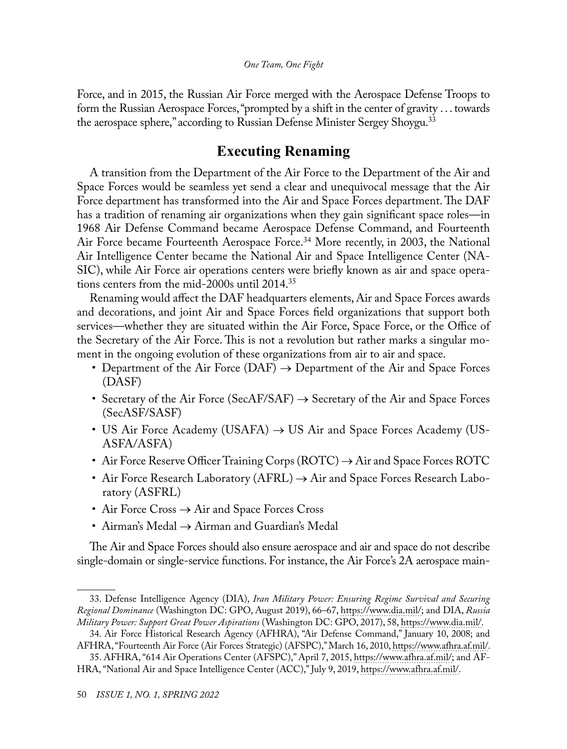Force, and in 2015, the Russian Air Force merged with the Aerospace Defense Troops to form the Russian Aerospace Forces, "prompted by a shift in the center of gravity . . . towards the aerospace sphere," according to Russian Defense Minister Sergey Shoygu.[33]

## Executing Renaming

A transition from the Department of the Air Force to the Department of the Air and Space Forces would be seamless yet send a clear and unequivocal message that the Air Force department has transformed into the Air and Space Forces department. The DAF has a tradition of renaming air organizations when they gain significant space roles—in 1968 Air Defense Command became Aerospace Defense Command, and Fourteenth Air Force became Fourteenth Aerospace Force.[34] More recently, in 2003, the National Air Intelligence Center became the National Air and Space Intelligence Center (NASIC), while Air Force air operations centers were briefly known as air and space operations centers from the mid-2000s until 2014.[35]

Renaming would affect the DAF headquarters elements, Air and Space Forces awards and decorations, and joint Air and Space Forces field organizations that support both services—whether they are situated within the Air Force, Space Force, or the Office of the Secretary of the Air Force. This is not a revolution but rather marks a singular moment in the ongoing evolution of these organizations from air to air and space.

- Department of the Air Force (DAF) → Department of the Air and Space Forces (DASF)
- Secretary of the Air Force (SecAF/SAF) → Secretary of the Air and Space Forces (SecASF/SASF)
- US Air Force Academy (USAFA) → US Air and Space Forces Academy (USASFA/ASFA)
- Air Force Reserve Officer Training Corps (ROTC) → Air and Space Forces ROTC
- Air Force Research Laboratory (AFRL) → Air and Space Forces Research Laboratory (ASFRL)
- Air Force Cross → Air and Space Forces Cross
- Airman's Medal → Airman and Guardian's Medal

The Air and Space Forces should also ensure aerospace and air and space do not describe single-domain or single-service functions. For instance, the Air Force's 2A aerospace main-

---

33. Defense Intelligence Agency (DIA), *Iran Military Power: Ensuring Regime Survival and Securing Regional Dominance* (Washington DC: GPO, August 2019), 66–67, https://www.dia.mil/; and DIA, *Russia Military Power: Support Great Power Aspirations* (Washington DC: GPO, 2017), 58, https://www.dia.mil/.

34. Air Force Historical Research Agency (AFHRA), "Air Defense Command," January 10, 2008; and AFHRA, "Fourteenth Air Force (Air Forces Strategic) (AFSPC)," March 16, 2010, https://www.afhra.af.mil/.

35. AFHRA, "614 Air Operations Center (AFSPC)," April 7, 2015, https://www.afhra.af.mil/; and AFHRA, "National Air and Space Intelligence Center (ACC)," July 9, 2019, https://www.afhra.af.mil/.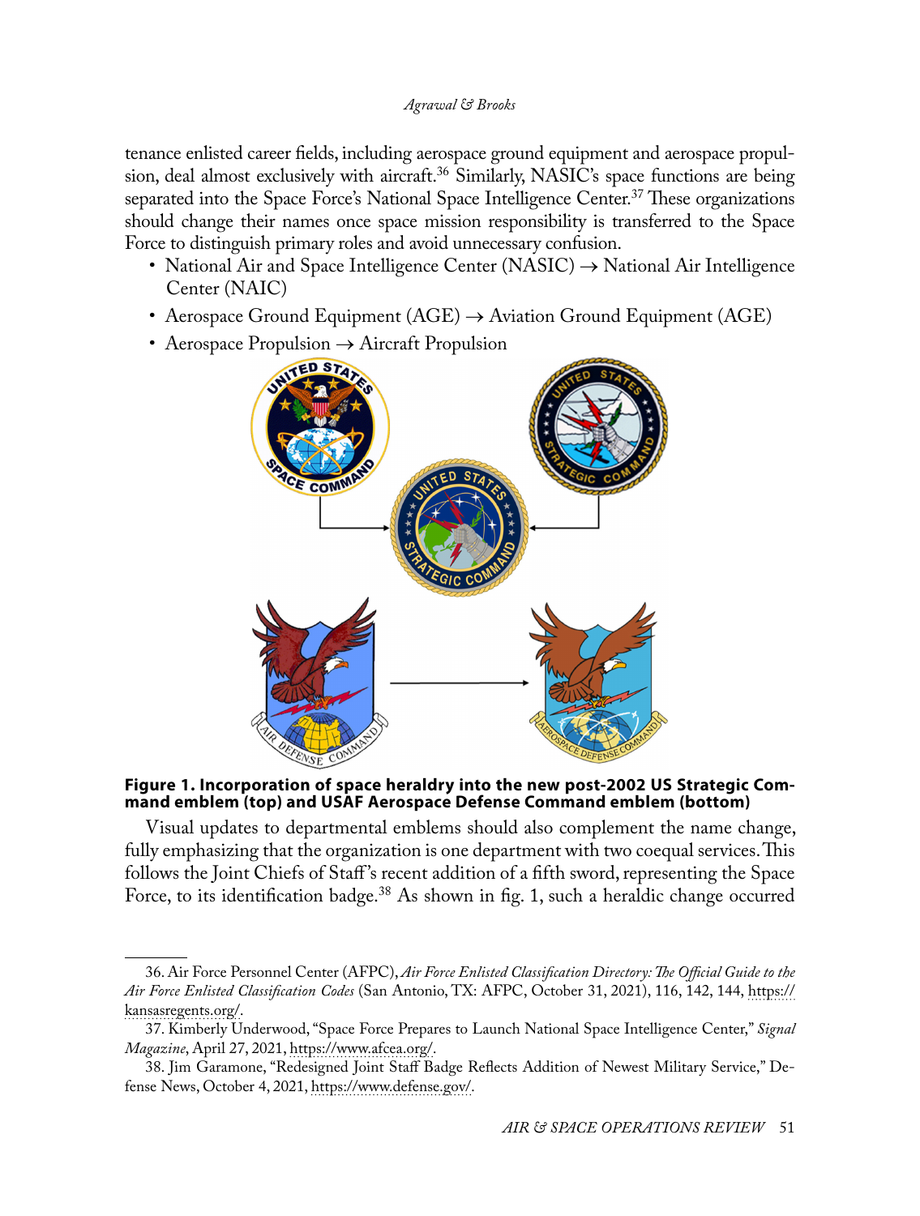tenance enlisted career fields, including aerospace ground equipment and aerospace propulsion, deal almost exclusively with aircraft.[36] Similarly, NASIC's space functions are being separated into the Space Force's National Space Intelligence Center.[37] These organizations should change their names once space mission responsibility is transferred to the Space Force to distinguish primary roles and avoid unnecessary confusion.

- National Air and Space Intelligence Center (NASIC) → National Air Intelligence Center (NAIC)
- Aerospace Ground Equipment (AGE) → Aviation Ground Equipment (AGE)
- Aerospace Propulsion → Aircraft Propulsion

**Figure 1. Incorporation of space heraldry into the new post-2002 US Strategic Command emblem (top) and USAF Aerospace Defense Command emblem (bottom)**

Visual updates to departmental emblems should also complement the name change, fully emphasizing that the organization is one department with two coequal services. This follows the Joint Chiefs of Staff's recent addition of a fifth sword, representing the Space Force, to its identification badge.[38] As shown in fig. 1, such a heraldic change occurred

---

36. Air Force Personnel Center (AFPC), *Air Force Enlisted Classification Directory: The Official Guide to the Air Force Enlisted Classification Codes* (San Antonio, TX: AFPC, October 31, 2021), 116, 142, 144, https://kansasregents.org/.

37. Kimberly Underwood, "Space Force Prepares to Launch National Space Intelligence Center," *Signal Magazine*, April 27, 2021, https://www.afcea.org/.

38. Jim Garamone, "Redesigned Joint Staff Badge Reflects Addition of Newest Military Service," Defense News, October 4, 2021, https://www.defense.gov/.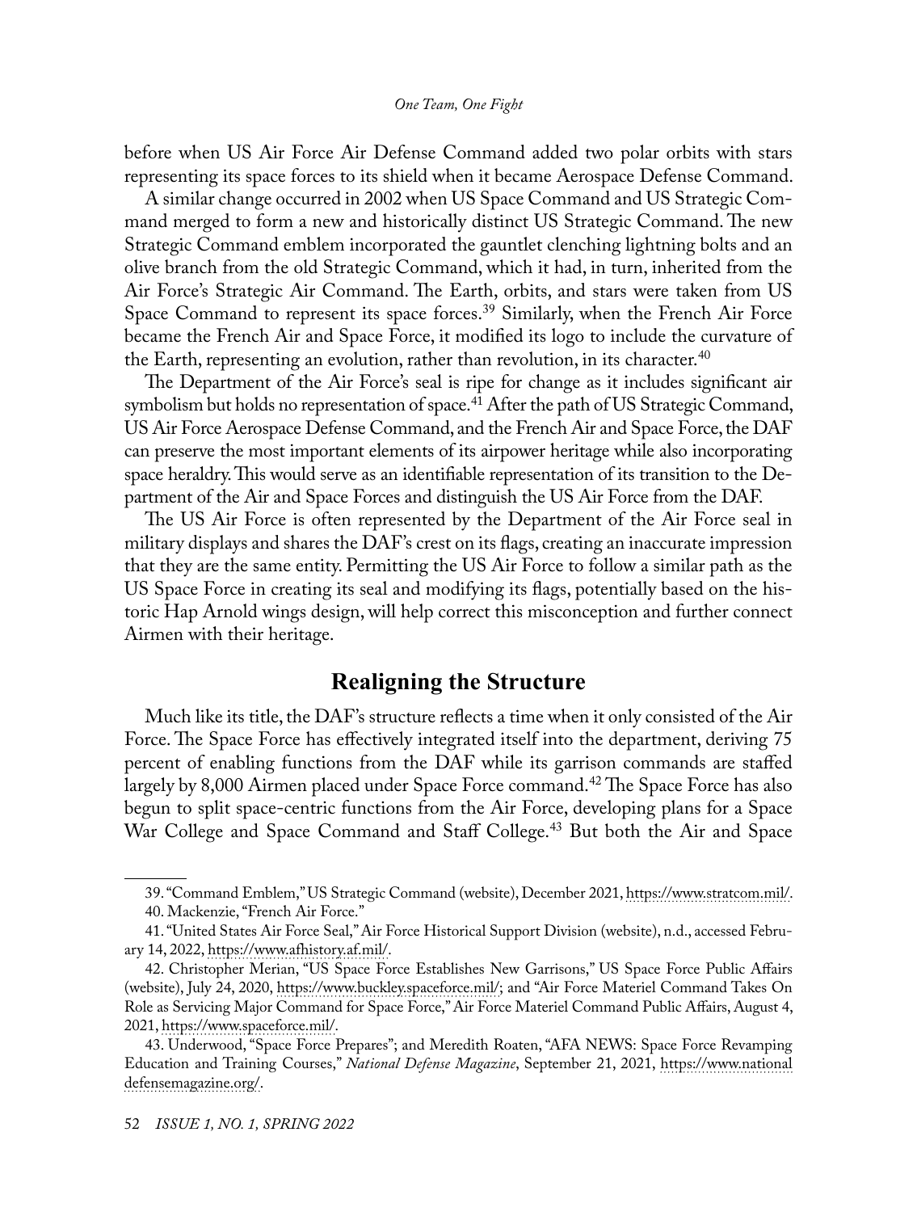before when US Air Force Air Defense Command added two polar orbits with stars representing its space forces to its shield when it became Aerospace Defense Command.

A similar change occurred in 2002 when US Space Command and US Strategic Command merged to form a new and historically distinct US Strategic Command. The new Strategic Command emblem incorporated the gauntlet clenching lightning bolts and an olive branch from the old Strategic Command, which it had, in turn, inherited from the Air Force's Strategic Air Command. The Earth, orbits, and stars were taken from US Space Command to represent its space forces.[39] Similarly, when the French Air Force became the French Air and Space Force, it modified its logo to include the curvature of the Earth, representing an evolution, rather than revolution, in its character.[40]

The Department of the Air Force's seal is ripe for change as it includes significant air symbolism but holds no representation of space.[41] After the path of US Strategic Command, US Air Force Aerospace Defense Command, and the French Air and Space Force, the DAF can preserve the most important elements of its airpower heritage while also incorporating space heraldry. This would serve as an identifiable representation of its transition to the Department of the Air and Space Forces and distinguish the US Air Force from the DAF.

The US Air Force is often represented by the Department of the Air Force seal in military displays and shares the DAF's crest on its flags, creating an inaccurate impression that they are the same entity. Permitting the US Air Force to follow a similar path as the US Space Force in creating its seal and modifying its flags, potentially based on the historic Hap Arnold wings design, will help correct this misconception and further connect Airmen with their heritage.

## Realigning the Structure

Much like its title, the DAF's structure reflects a time when it only consisted of the Air Force. The Space Force has effectively integrated itself into the department, deriving 75 percent of enabling functions from the DAF while its garrison commands are staffed largely by 8,000 Airmen placed under Space Force command.[42] The Space Force has also begun to split space-centric functions from the Air Force, developing plans for a Space War College and Space Command and Staff College.[43] But both the Air and Space

---

39. "Command Emblem," US Strategic Command (website), December 2021, https://www.stratcom.mil/.

40. Mackenzie, "French Air Force."

41. "United States Air Force Seal," Air Force Historical Support Division (website), n.d., accessed February 14, 2022, https://www.afhistory.af.mil/.

42. Christopher Merian, "US Space Force Establishes New Garrisons," US Space Force Public Affairs (website), July 24, 2020, https://www.buckley.spaceforce.mil/; and "Air Force Materiel Command Takes On Role as Servicing Major Command for Space Force," Air Force Materiel Command Public Affairs, August 4, 2021, https://www.spaceforce.mil/.

43. Underwood, "Space Force Prepares"; and Meredith Roaten, "AFA NEWS: Space Force Revamping Education and Training Courses," *National Defense Magazine*, September 21, 2021, https://www.nationaldefensemagazine.org/.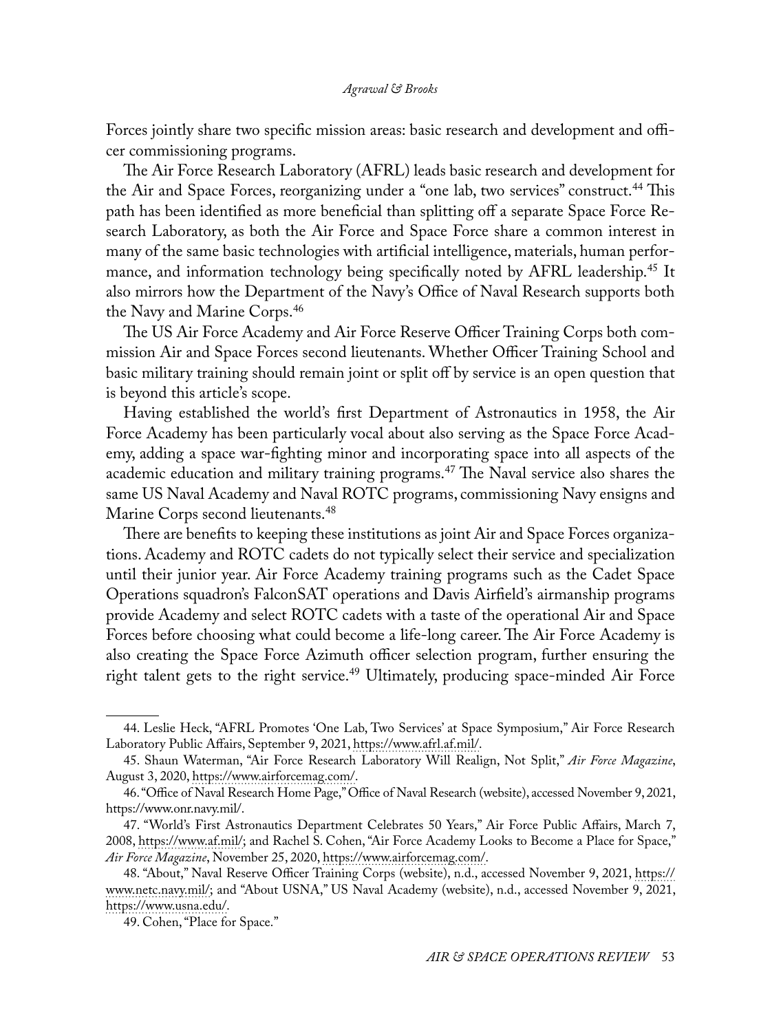Forces jointly share two specific mission areas: basic research and development and officer commissioning programs.

The Air Force Research Laboratory (AFRL) leads basic research and development for the Air and Space Forces, reorganizing under a "one lab, two services" construct.[44] This path has been identified as more beneficial than splitting off a separate Space Force Research Laboratory, as both the Air Force and Space Force share a common interest in many of the same basic technologies with artificial intelligence, materials, human performance, and information technology being specifically noted by AFRL leadership.[45] It also mirrors how the Department of the Navy's Office of Naval Research supports both the Navy and Marine Corps.[46]

The US Air Force Academy and Air Force Reserve Officer Training Corps both commission Air and Space Forces second lieutenants. Whether Officer Training School and basic military training should remain joint or split off by service is an open question that is beyond this article's scope.

Having established the world's first Department of Astronautics in 1958, the Air Force Academy has been particularly vocal about also serving as the Space Force Academy, adding a space war-fighting minor and incorporating space into all aspects of the academic education and military training programs.[47] The Naval service also shares the same US Naval Academy and Naval ROTC programs, commissioning Navy ensigns and Marine Corps second lieutenants.[48]

There are benefits to keeping these institutions as joint Air and Space Forces organizations. Academy and ROTC cadets do not typically select their service and specialization until their junior year. Air Force Academy training programs such as the Cadet Space Operations squadron's FalconSAT operations and Davis Airfield's airmanship programs provide Academy and select ROTC cadets with a taste of the operational Air and Space Forces before choosing what could become a life-long career. The Air Force Academy is also creating the Space Force Azimuth officer selection program, further ensuring the right talent gets to the right service.[49] Ultimately, producing space-minded Air Force

---

44. Leslie Heck, "AFRL Promotes 'One Lab, Two Services' at Space Symposium," Air Force Research Laboratory Public Affairs, September 9, 2021, https://www.afrl.af.mil/.

45. Shaun Waterman, "Air Force Research Laboratory Will Realign, Not Split," *Air Force Magazine*, August 3, 2020, https://www.airforcemag.com/.

46. "Office of Naval Research Home Page," Office of Naval Research (website), accessed November 9, 2021, https://www.onr.navy.mil/.

47. "World's First Astronautics Department Celebrates 50 Years," Air Force Public Affairs, March 7, 2008, https://www.af.mil/; and Rachel S. Cohen, "Air Force Academy Looks to Become a Place for Space," *Air Force Magazine*, November 25, 2020, https://www.airforcemag.com/.

48. "About," Naval Reserve Officer Training Corps (website), n.d., accessed November 9, 2021, https://www.netc.navy.mil/; and "About USNA," US Naval Academy (website), n.d., accessed November 9, 2021, https://www.usna.edu/.

49. Cohen, "Place for Space."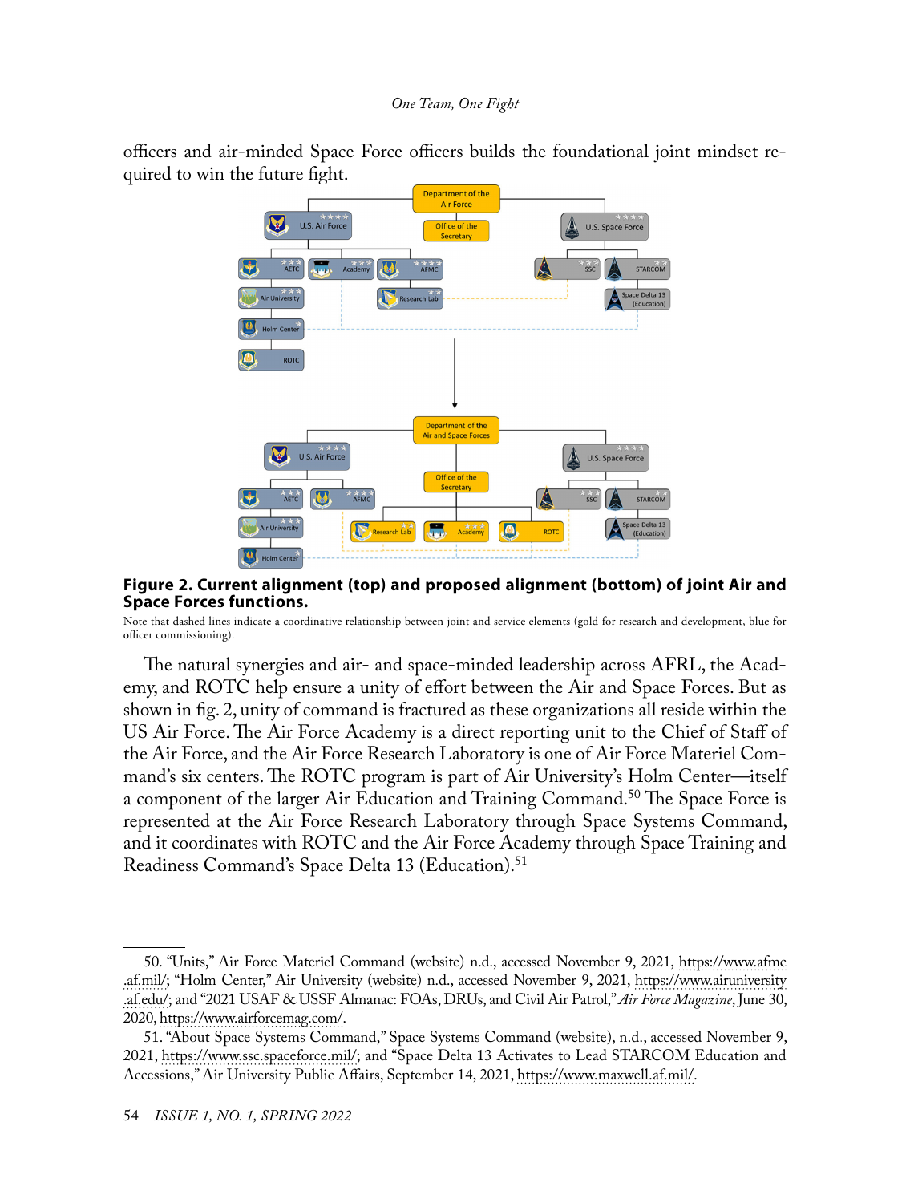officers and air-minded Space Force officers builds the foundational joint mindset required to win the future fight.

**Figure 2. Current alignment (top) and proposed alignment (bottom) of joint Air and Space Forces functions.**

Note that dashed lines indicate a coordinative relationship between joint and service elements (gold for research and development, blue for officer commissioning).

The natural synergies and air- and space-minded leadership across AFRL, the Academy, and ROTC help ensure a unity of effort between the Air and Space Forces. But as shown in fig. 2, unity of command is fractured as these organizations all reside within the US Air Force. The Air Force Academy is a direct reporting unit to the Chief of Staff of the Air Force, and the Air Force Research Laboratory is one of Air Force Materiel Command's six centers. The ROTC program is part of Air University's Holm Center—itself a component of the larger Air Education and Training Command.[50] The Space Force is represented at the Air Force Research Laboratory through Space Systems Command, and it coordinates with ROTC and the Air Force Academy through Space Training and Readiness Command's Space Delta 13 (Education).[51]

---

50. "Units," Air Force Materiel Command (website) n.d., accessed November 9, 2021, https://www.afmc.af.mil/; "Holm Center," Air University (website) n.d., accessed November 9, 2021, https://www.airuniversity.af.edu/; and "2021 USAF & USSF Almanac: FOAs, DRUs, and Civil Air Patrol," *Air Force Magazine*, June 30, 2020, https://www.airforcemag.com/.

51. "About Space Systems Command," Space Systems Command (website), n.d., accessed November 9, 2021, https://www.ssc.spaceforce.mil/; and "Space Delta 13 Activates to Lead STARCOM Education and Accessions," Air University Public Affairs, September 14, 2021, https://www.maxwell.af.mil/.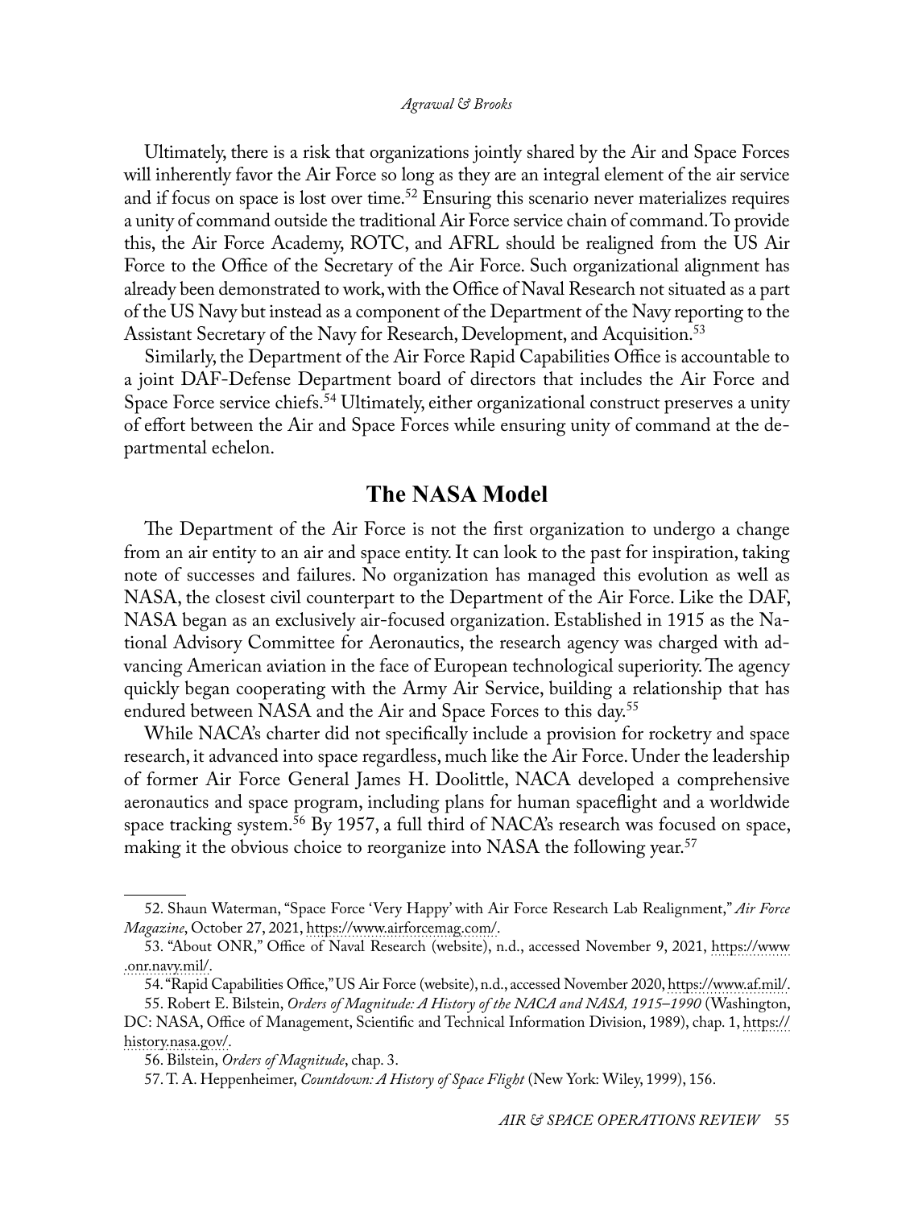Ultimately, there is a risk that organizations jointly shared by the Air and Space Forces will inherently favor the Air Force so long as they are an integral element of the air service and if focus on space is lost over time.[52] Ensuring this scenario never materializes requires a unity of command outside the traditional Air Force service chain of command. To provide this, the Air Force Academy, ROTC, and AFRL should be realigned from the US Air Force to the Office of the Secretary of the Air Force. Such organizational alignment has already been demonstrated to work, with the Office of Naval Research not situated as a part of the US Navy but instead as a component of the Department of the Navy reporting to the Assistant Secretary of the Navy for Research, Development, and Acquisition.[53]

Similarly, the Department of the Air Force Rapid Capabilities Office is accountable to a joint DAF-Defense Department board of directors that includes the Air Force and Space Force service chiefs.[54] Ultimately, either organizational construct preserves a unity of effort between the Air and Space Forces while ensuring unity of command at the departmental echelon.

## The NASA Model

The Department of the Air Force is not the first organization to undergo a change from an air entity to an air and space entity. It can look to the past for inspiration, taking note of successes and failures. No organization has managed this evolution as well as NASA, the closest civil counterpart to the Department of the Air Force. Like the DAF, NASA began as an exclusively air-focused organization. Established in 1915 as the National Advisory Committee for Aeronautics, the research agency was charged with advancing American aviation in the face of European technological superiority. The agency quickly began cooperating with the Army Air Service, building a relationship that has endured between NASA and the Air and Space Forces to this day.[55]

While NACA's charter did not specifically include a provision for rocketry and space research, it advanced into space regardless, much like the Air Force. Under the leadership of former Air Force General James H. Doolittle, NACA developed a comprehensive aeronautics and space program, including plans for human spaceflight and a worldwide space tracking system.[56] By 1957, a full third of NACA's research was focused on space, making it the obvious choice to reorganize into NASA the following year.[57]

---

52. Shaun Waterman, "Space Force 'Very Happy' with Air Force Research Lab Realignment," *Air Force Magazine*, October 27, 2021, https://www.airforcemag.com/.

53. "About ONR," Office of Naval Research (website), n.d., accessed November 9, 2021, https://www.onr.navy.mil/.

54. "Rapid Capabilities Office," US Air Force (website), n.d., accessed November 2020, https://www.af.mil/.

55. Robert E. Bilstein, *Orders of Magnitude: A History of the NACA and NASA, 1915–1990* (Washington, DC: NASA, Office of Management, Scientific and Technical Information Division, 1989), chap. 1, https://history.nasa.gov/.

56. Bilstein, *Orders of Magnitude*, chap. 3.

57. T. A. Heppenheimer, *Countdown: A History of Space Flight* (New York: Wiley, 1999), 156.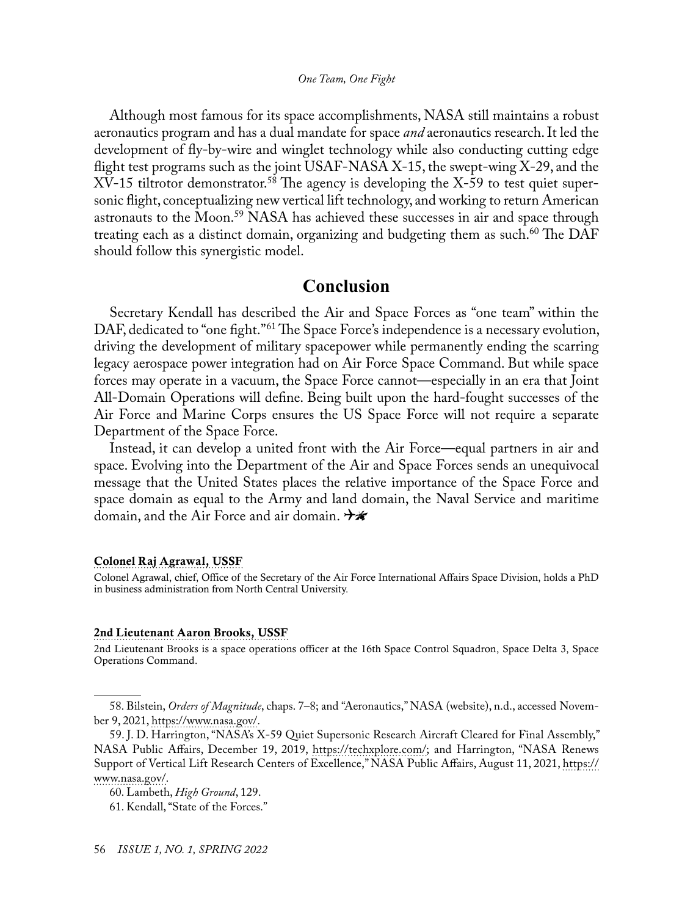Although most famous for its space accomplishments, NASA still maintains a robust aeronautics program and has a dual mandate for space *and* aeronautics research. It led the development of fly-by-wire and winglet technology while also conducting cutting edge flight test programs such as the joint USAF-NASA X-15, the swept-wing X-29, and the XV-15 tiltrotor demonstrator.[58] The agency is developing the X-59 to test quiet supersonic flight, conceptualizing new vertical lift technology, and working to return American astronauts to the Moon.[59] NASA has achieved these successes in air and space through treating each as a distinct domain, organizing and budgeting them as such.[60] The DAF should follow this synergistic model.

## Conclusion

Secretary Kendall has described the Air and Space Forces as "one team" within the DAF, dedicated to "one fight."[61] The Space Force's independence is a necessary evolution, driving the development of military spacepower while permanently ending the scarring legacy aerospace power integration had on Air Force Space Command. But while space forces may operate in a vacuum, the Space Force cannot—especially in an era that Joint All-Domain Operations will define. Being built upon the hard-fought successes of the Air Force and Marine Corps ensures the US Space Force will not require a separate Department of the Space Force.

Instead, it can develop a united front with the Air Force—equal partners in air and space. Evolving into the Department of the Air and Space Forces sends an unequivocal message that the United States places the relative importance of the Space Force and space domain as equal to the Army and land domain, the Naval Service and maritime domain, and the Air Force and air domain.

**Colonel Raj Agrawal, USSF**

Colonel Agrawal, chief, Office of the Secretary of the Air Force International Affairs Space Division, holds a PhD in business administration from North Central University.

**2nd Lieutenant Aaron Brooks, USSF**

2nd Lieutenant Brooks is a space operations officer at the 16th Space Control Squadron, Space Delta 3, Space Operations Command.

---

58. Bilstein, *Orders of Magnitude*, chaps. 7–8; and "Aeronautics," NASA (website), n.d., accessed November 9, 2021, https://www.nasa.gov/.

59. J. D. Harrington, "NASA's X-59 Quiet Supersonic Research Aircraft Cleared for Final Assembly," NASA Public Affairs, December 19, 2019, https://techxplore.com/; and Harrington, "NASA Renews Support of Vertical Lift Research Centers of Excellence," NASA Public Affairs, August 11, 2021, https://www.nasa.gov/.

60. Lambeth, *High Ground*, 129.

61. Kendall, "State of the Forces."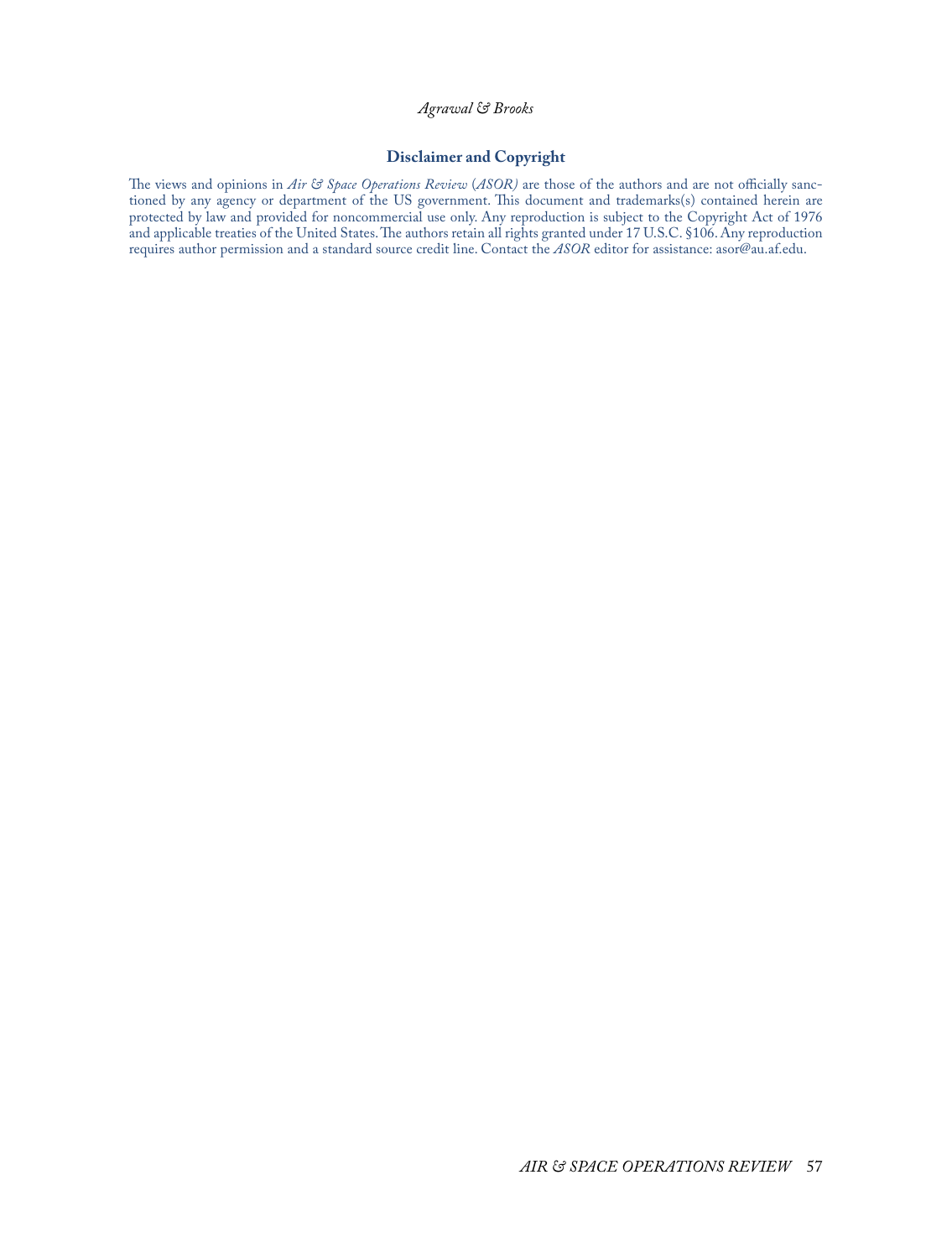## Disclaimer and Copyright

The views and opinions in *Air & Space Operations Review* (*ASOR)* are those of the authors and are not officially sanctioned by any agency or department of the US government. This document and trademarks(s) contained herein are protected by law and provided for noncommercial use only. Any reproduction is subject to the Copyright Act of 1976 and applicable treaties of the United States. The authors retain all rights granted under 17 U.S.C. §106. Any reproduction requires author permission and a standard source credit line. Contact the *ASOR* editor for assistance: asor@au.af.edu.